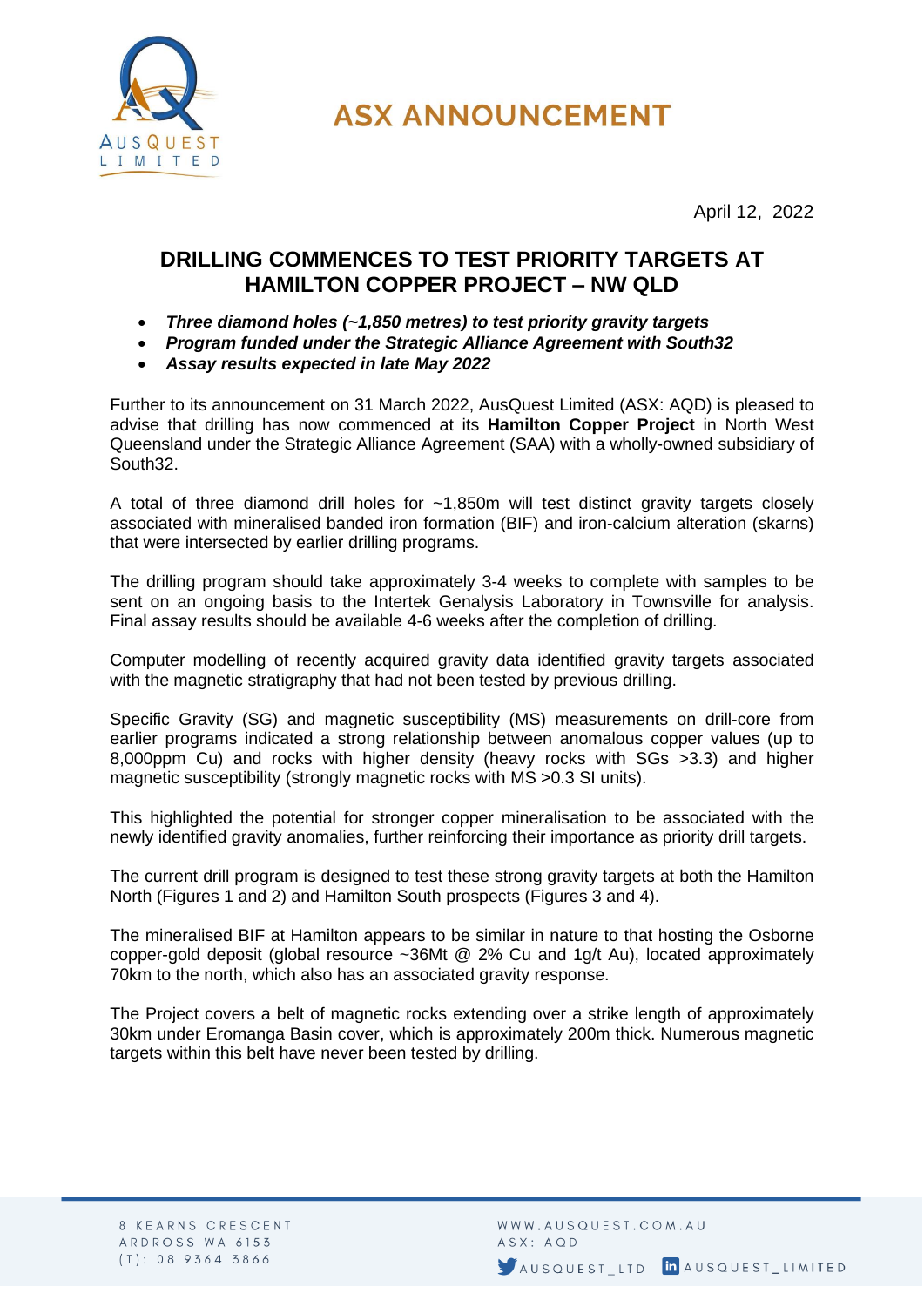# ASX ANNOUNCEMENT

April 12, 2022

## DRILLING COMMENCES TO TEST PRIORITY TARGETS AT HAMILTON COPPER PROJECT – NW QLD

- ***Three diamond holes (~1,850 metres) to test priority gravity targets***
- ***Program funded under the Strategic Alliance Agreement with South32***
- ***Assay results expected in late May 2022***

Further to its announcement on 31 March 2022, AusQuest Limited (ASX: AQD) is pleased to advise that drilling has now commenced at its **Hamilton Copper Project** in North West Queensland under the Strategic Alliance Agreement (SAA) with a wholly-owned subsidiary of South32.

A total of three diamond drill holes for ~1,850m will test distinct gravity targets closely associated with mineralised banded iron formation (BIF) and iron-calcium alteration (skarns) that were intersected by earlier drilling programs.

The drilling program should take approximately 3-4 weeks to complete with samples to be sent on an ongoing basis to the Intertek Genalysis Laboratory in Townsville for analysis. Final assay results should be available 4-6 weeks after the completion of drilling.

Computer modelling of recently acquired gravity data identified gravity targets associated with the magnetic stratigraphy that had not been tested by previous drilling.

Specific Gravity (SG) and magnetic susceptibility (MS) measurements on drill-core from earlier programs indicated a strong relationship between anomalous copper values (up to 8,000ppm Cu) and rocks with higher density (heavy rocks with SGs >3.3) and higher magnetic susceptibility (strongly magnetic rocks with MS >0.3 SI units).

This highlighted the potential for stronger copper mineralisation to be associated with the newly identified gravity anomalies, further reinforcing their importance as priority drill targets.

The current drill program is designed to test these strong gravity targets at both the Hamilton North (Figures 1 and 2) and Hamilton South prospects (Figures 3 and 4).

The mineralised BIF at Hamilton appears to be similar in nature to that hosting the Osborne copper-gold deposit (global resource ~36Mt @ 2% Cu and 1g/t Au), located approximately 70km to the north, which also has an associated gravity response.

The Project covers a belt of magnetic rocks extending over a strike length of approximately 30km under Eromanga Basin cover, which is approximately 200m thick. Numerous magnetic targets within this belt have never been tested by drilling.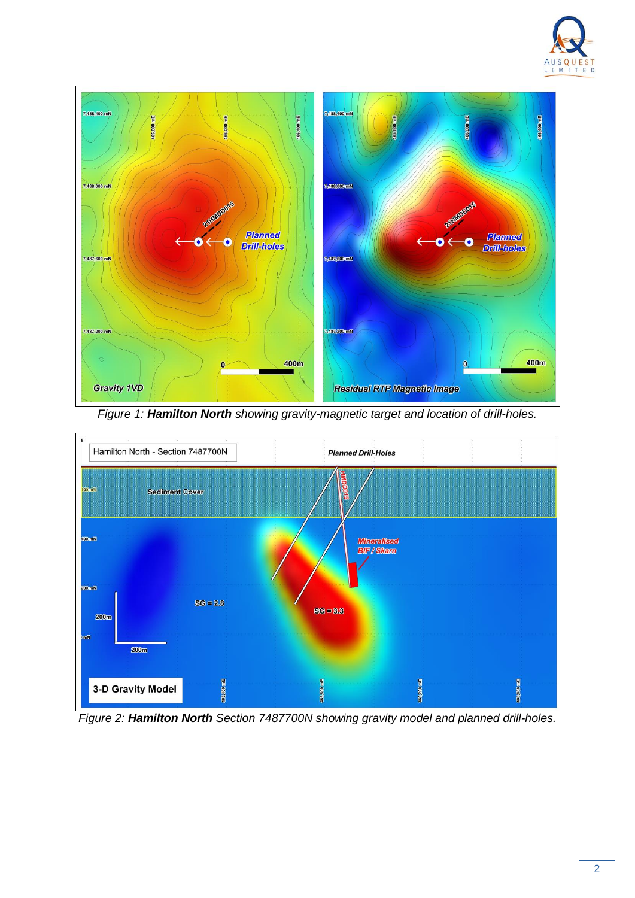*Figure 1: **Hamilton North** showing gravity-magnetic target and location of drill-holes.*

*Figure 2: **Hamilton North** Section 7487700N showing gravity model and planned drill-holes.*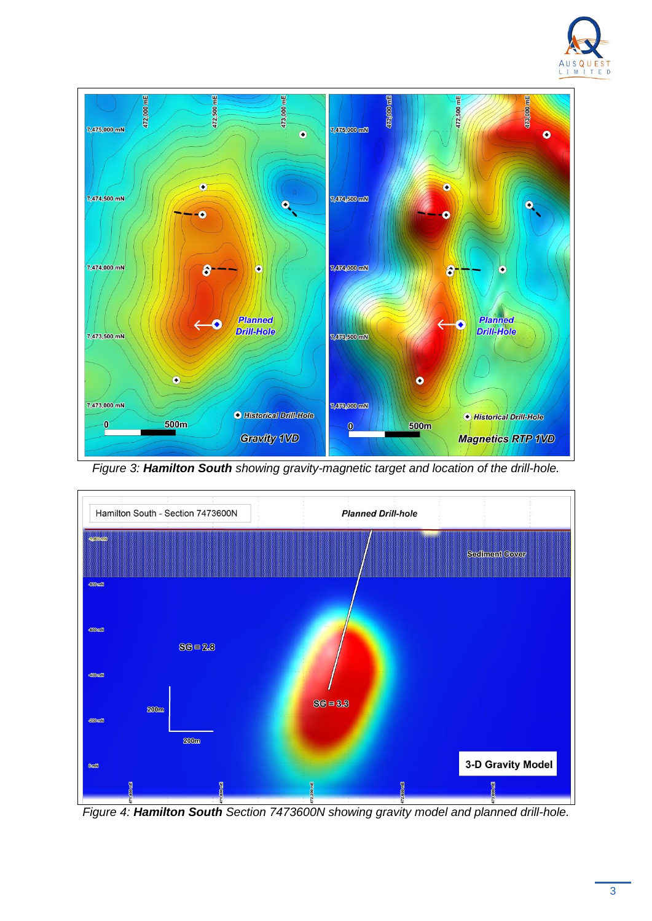Figure 3: **Hamilton South** showing gravity-magnetic target and location of the drill-hole.

Figure 4: **Hamilton South** Section 7473600N showing gravity model and planned drill-hole.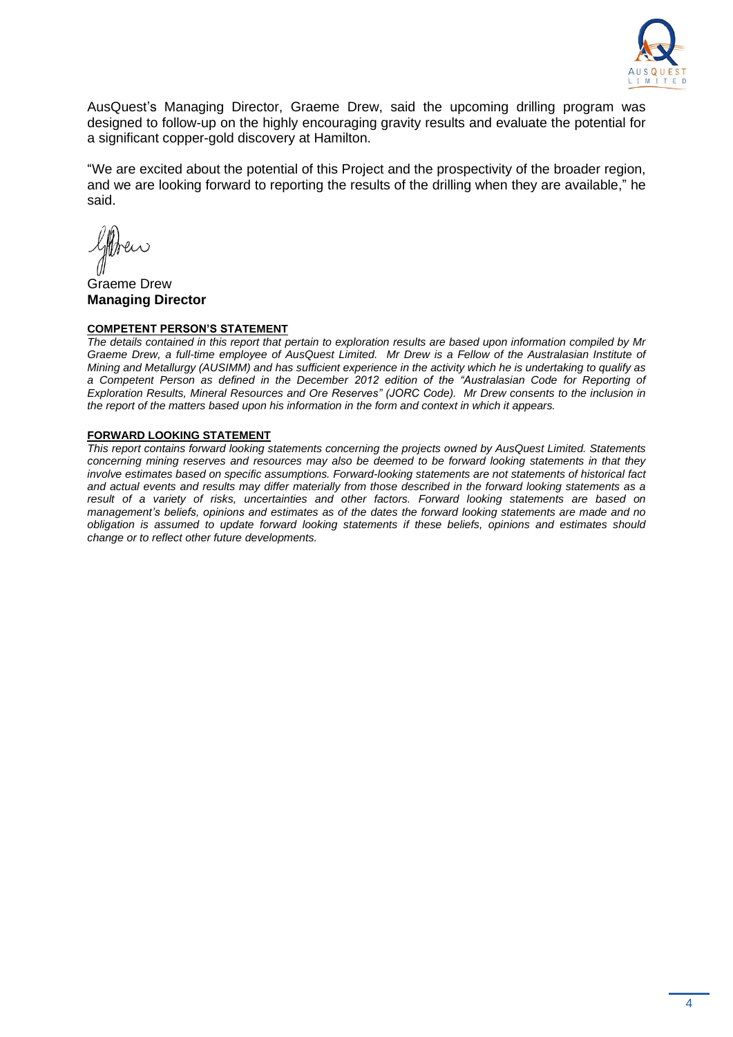AusQuest's Managing Director, Graeme Drew, said the upcoming drilling program was designed to follow-up on the highly encouraging gravity results and evaluate the potential for a significant copper-gold discovery at Hamilton.

"We are excited about the potential of this Project and the prospectivity of the broader region, and we are looking forward to reporting the results of the drilling when they are available," he said.

Graeme Drew
**Managing Director**

**COMPETENT PERSON'S STATEMENT**

*The details contained in this report that pertain to exploration results are based upon information compiled by Mr Graeme Drew, a full-time employee of AusQuest Limited. Mr Drew is a Fellow of the Australasian Institute of Mining and Metallurgy (AUSIMM) and has sufficient experience in the activity which he is undertaking to qualify as a Competent Person as defined in the December 2012 edition of the "Australasian Code for Reporting of Exploration Results, Mineral Resources and Ore Reserves" (JORC Code). Mr Drew consents to the inclusion in the report of the matters based upon his information in the form and context in which it appears.*

**FORWARD LOOKING STATEMENT**

*This report contains forward looking statements concerning the projects owned by AusQuest Limited. Statements concerning mining reserves and resources may also be deemed to be forward looking statements in that they involve estimates based on specific assumptions. Forward-looking statements are not statements of historical fact and actual events and results may differ materially from those described in the forward looking statements as a result of a variety of risks, uncertainties and other factors. Forward looking statements are based on management's beliefs, opinions and estimates as of the dates the forward looking statements are made and no obligation is assumed to update forward looking statements if these beliefs, opinions and estimates should change or to reflect other future developments.*